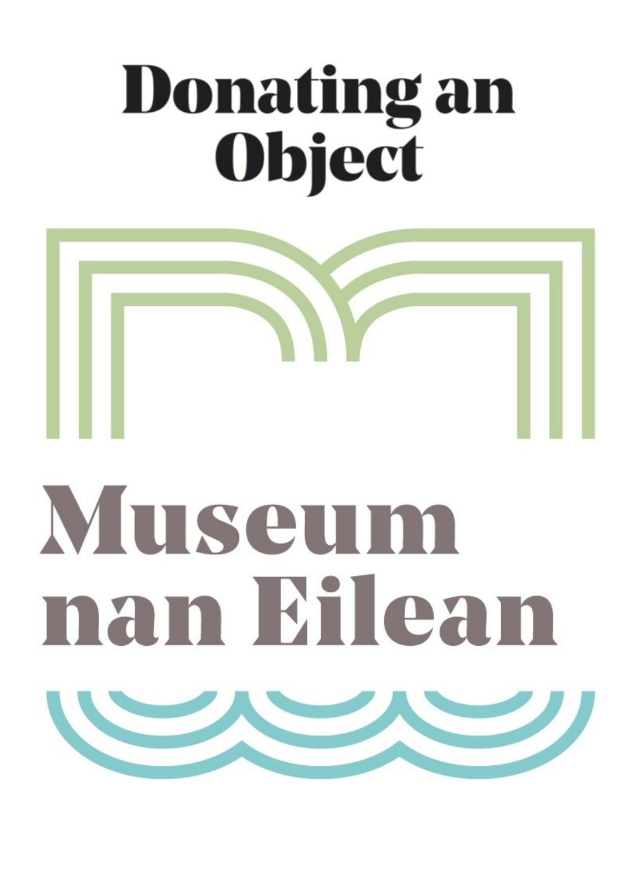# Donating an Object

Museum nan Eilean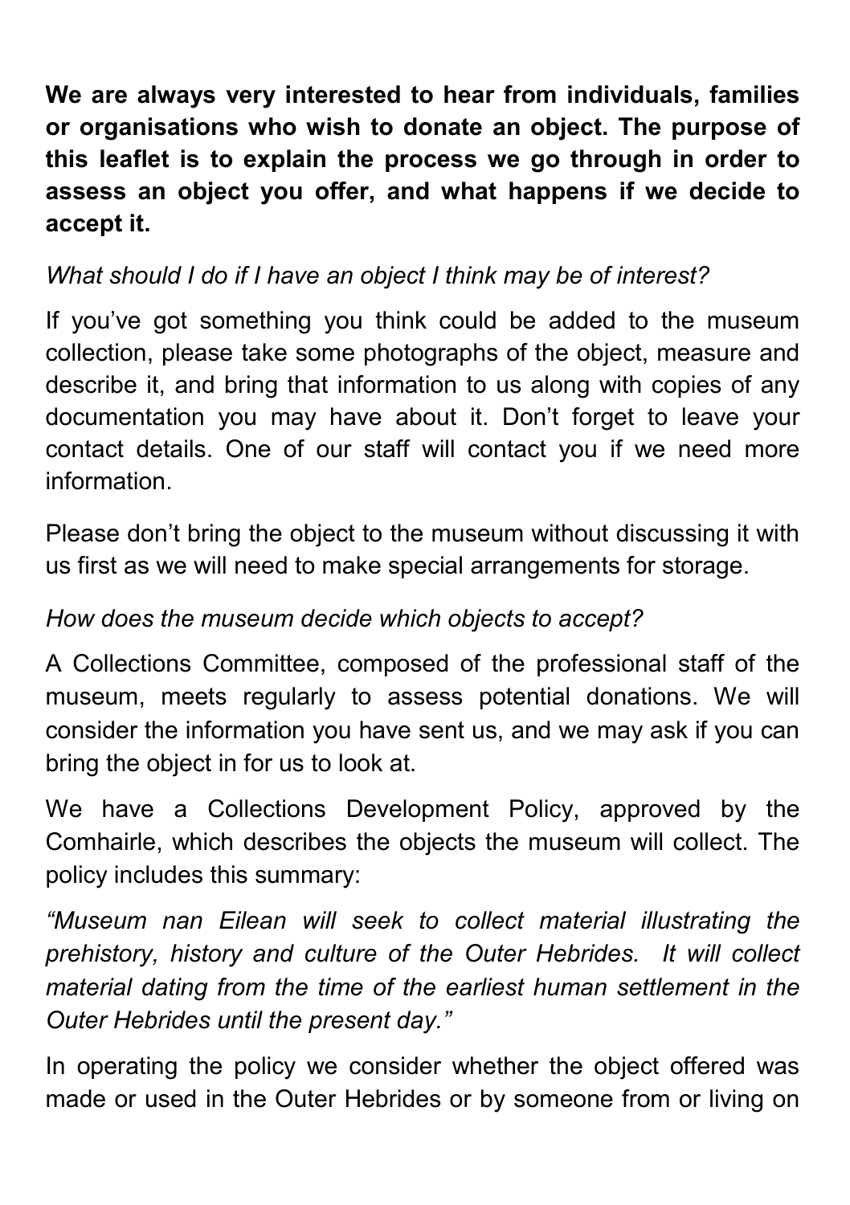**We are always very interested to hear from individuals, families or organisations who wish to donate an object. The purpose of this leaflet is to explain the process we go through in order to assess an object you offer, and what happens if we decide to accept it.**

*What should I do if I have an object I think may be of interest?*

If you've got something you think could be added to the museum collection, please take some photographs of the object, measure and describe it, and bring that information to us along with copies of any documentation you may have about it. Don't forget to leave your contact details. One of our staff will contact you if we need more information.

Please don't bring the object to the museum without discussing it with us first as we will need to make special arrangements for storage.

*How does the museum decide which objects to accept?*

A Collections Committee, composed of the professional staff of the museum, meets regularly to assess potential donations. We will consider the information you have sent us, and we may ask if you can bring the object in for us to look at.

We have a Collections Development Policy, approved by the Comhairle, which describes the objects the museum will collect. The policy includes this summary:

*"Museum nan Eilean will seek to collect material illustrating the prehistory, history and culture of the Outer Hebrides. It will collect material dating from the time of the earliest human settlement in the Outer Hebrides until the present day."*

In operating the policy we consider whether the object offered was made or used in the Outer Hebrides or by someone from or living on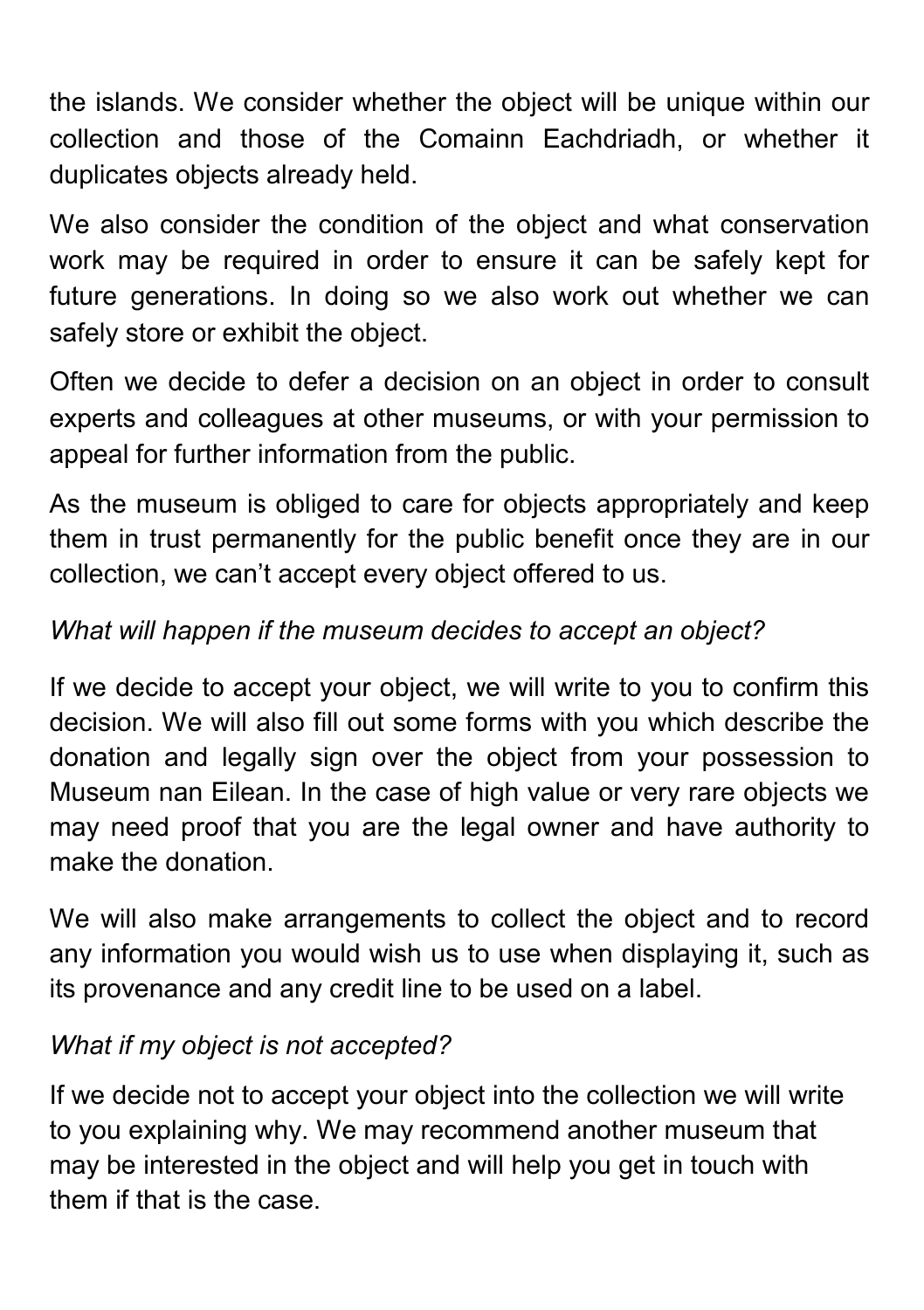the islands. We consider whether the object will be unique within our collection and those of the Comainn Eachdriadh, or whether it duplicates objects already held.

We also consider the condition of the object and what conservation work may be required in order to ensure it can be safely kept for future generations. In doing so we also work out whether we can safely store or exhibit the object.

Often we decide to defer a decision on an object in order to consult experts and colleagues at other museums, or with your permission to appeal for further information from the public.

As the museum is obliged to care for objects appropriately and keep them in trust permanently for the public benefit once they are in our collection, we can't accept every object offered to us.

*What will happen if the museum decides to accept an object?*

If we decide to accept your object, we will write to you to confirm this decision. We will also fill out some forms with you which describe the donation and legally sign over the object from your possession to Museum nan Eilean. In the case of high value or very rare objects we may need proof that you are the legal owner and have authority to make the donation.

We will also make arrangements to collect the object and to record any information you would wish us to use when displaying it, such as its provenance and any credit line to be used on a label.

*What if my object is not accepted?*

If we decide not to accept your object into the collection we will write to you explaining why. We may recommend another museum that may be interested in the object and will help you get in touch with them if that is the case.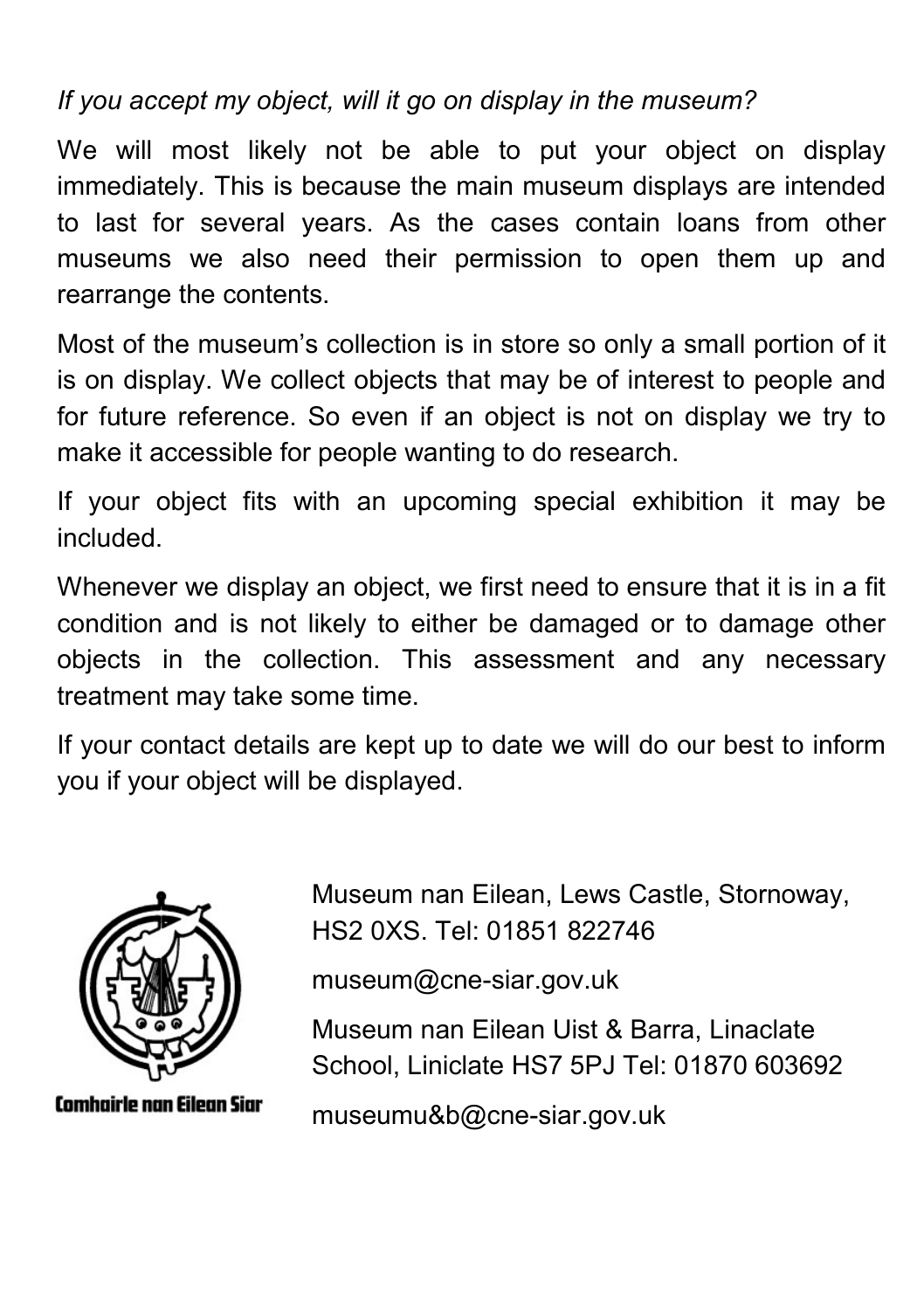*If you accept my object, will it go on display in the museum?*

We will most likely not be able to put your object on display immediately. This is because the main museum displays are intended to last for several years. As the cases contain loans from other museums we also need their permission to open them up and rearrange the contents.

Most of the museum's collection is in store so only a small portion of it is on display. We collect objects that may be of interest to people and for future reference. So even if an object is not on display we try to make it accessible for people wanting to do research.

If your object fits with an upcoming special exhibition it may be included.

Whenever we display an object, we first need to ensure that it is in a fit condition and is not likely to either be damaged or to damage other objects in the collection. This assessment and any necessary treatment may take some time.

If your contact details are kept up to date we will do our best to inform you if your object will be displayed.

Comhairle nan Eilean Siar

Museum nan Eilean, Lews Castle, Stornoway, HS2 0XS. Tel: 01851 822746

museum@cne-siar.gov.uk

Museum nan Eilean Uist & Barra, Linaclate School, Liniclate HS7 5PJ Tel: 01870 603692

museumu&b@cne-siar.gov.uk